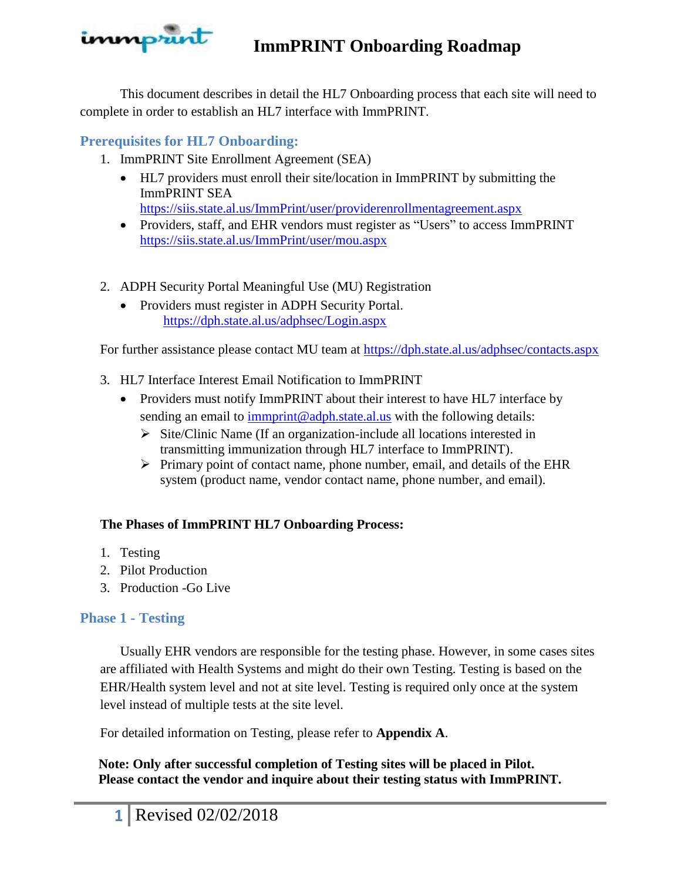# ImmPRINT Onboarding Roadmap

This document describes in detail the HL7 Onboarding process that each site will need to complete in order to establish an HL7 interface with ImmPRINT.

## Prerequisites for HL7 Onboarding:

1. ImmPRINT Site Enrollment Agreement (SEA)
   - HL7 providers must enroll their site/location in ImmPRINT by submitting the ImmPRINT SEA https://siis.state.al.us/ImmPrint/user/providerenrollmentagreement.aspx
   - Providers, staff, and EHR vendors must register as "Users" to access ImmPRINT https://siis.state.al.us/ImmPrint/user/mou.aspx

2. ADPH Security Portal Meaningful Use (MU) Registration
   - Providers must register in ADPH Security Portal. https://dph.state.al.us/adphsec/Login.aspx

For further assistance please contact MU team at https://dph.state.al.us/adphsec/contacts.aspx

3. HL7 Interface Interest Email Notification to ImmPRINT
   - Providers must notify ImmPRINT about their interest to have HL7 interface by sending an email to immprint@adph.state.al.us with the following details:
     - Site/Clinic Name (If an organization-include all locations interested in transmitting immunization through HL7 interface to ImmPRINT).
     - Primary point of contact name, phone number, email, and details of the EHR system (product name, vendor contact name, phone number, and email).

**The Phases of ImmPRINT HL7 Onboarding Process:**

1. Testing
2. Pilot Production
3. Production -Go Live

## Phase 1 - Testing

Usually EHR vendors are responsible for the testing phase. However, in some cases sites are affiliated with Health Systems and might do their own Testing. Testing is based on the EHR/Health system level and not at site level. Testing is required only once at the system level instead of multiple tests at the site level.

For detailed information on Testing, please refer to **Appendix A**.

**Note: Only after successful completion of Testing sites will be placed in Pilot. Please contact the vendor and inquire about their testing status with ImmPRINT.**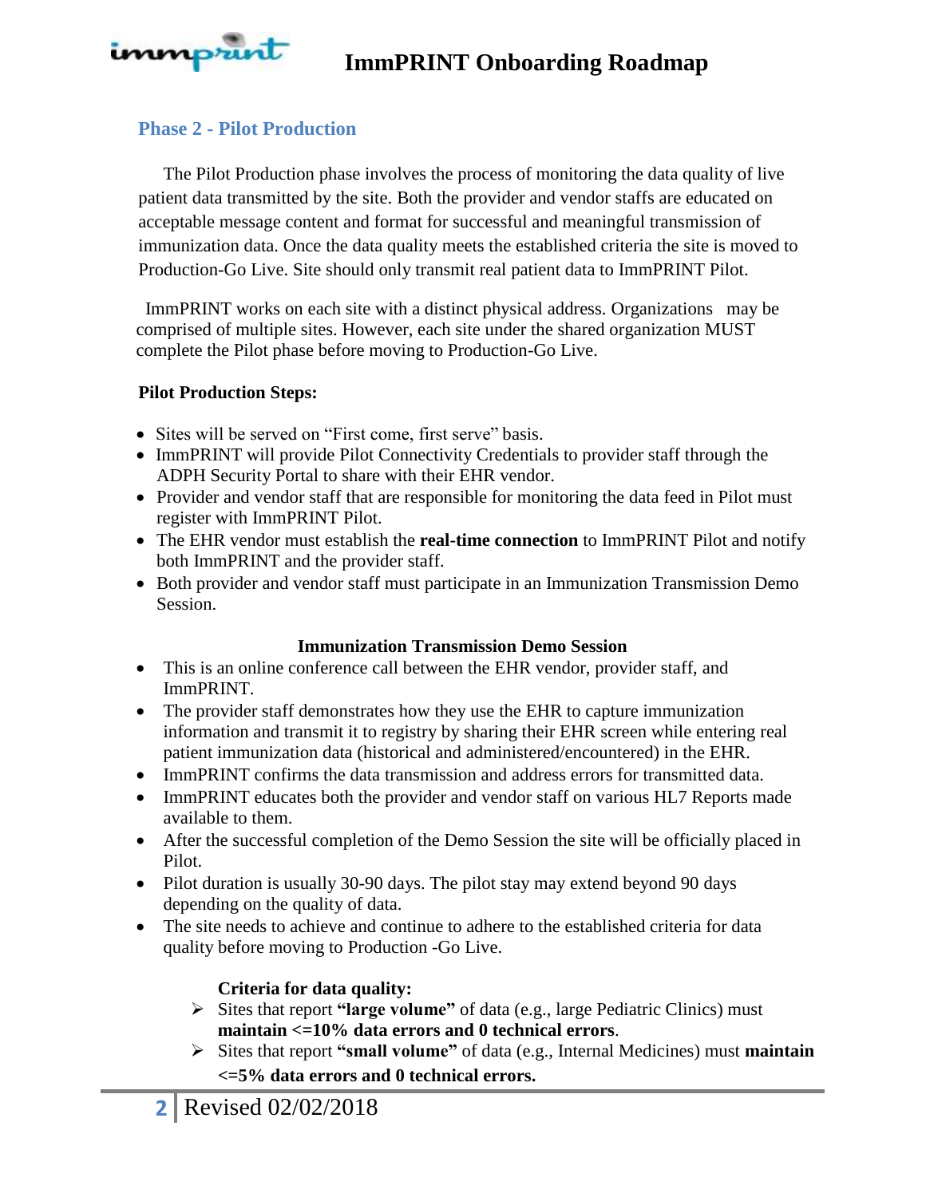## Phase 2 - Pilot Production

The Pilot Production phase involves the process of monitoring the data quality of live patient data transmitted by the site. Both the provider and vendor staffs are educated on acceptable message content and format for successful and meaningful transmission of immunization data. Once the data quality meets the established criteria the site is moved to Production-Go Live. Site should only transmit real patient data to ImmPRINT Pilot.

ImmPRINT works on each site with a distinct physical address. Organizations may be comprised of multiple sites. However, each site under the shared organization MUST complete the Pilot phase before moving to Production-Go Live.

**Pilot Production Steps:**

- Sites will be served on "First come, first serve" basis.
- ImmPRINT will provide Pilot Connectivity Credentials to provider staff through the ADPH Security Portal to share with their EHR vendor.
- Provider and vendor staff that are responsible for monitoring the data feed in Pilot must register with ImmPRINT Pilot.
- The EHR vendor must establish the **real-time connection** to ImmPRINT Pilot and notify both ImmPRINT and the provider staff.
- Both provider and vendor staff must participate in an Immunization Transmission Demo Session.

**Immunization Transmission Demo Session**

- This is an online conference call between the EHR vendor, provider staff, and ImmPRINT.
- The provider staff demonstrates how they use the EHR to capture immunization information and transmit it to registry by sharing their EHR screen while entering real patient immunization data (historical and administered/encountered) in the EHR.
- ImmPRINT confirms the data transmission and address errors for transmitted data.
- ImmPRINT educates both the provider and vendor staff on various HL7 Reports made available to them.
- After the successful completion of the Demo Session the site will be officially placed in Pilot.
- Pilot duration is usually 30-90 days. The pilot stay may extend beyond 90 days depending on the quality of data.
- The site needs to achieve and continue to adhere to the established criteria for data quality before moving to Production -Go Live.

**Criteria for data quality:**

- Sites that report **"large volume"** of data (e.g., large Pediatric Clinics) must **maintain <=10% data errors and 0 technical errors**.
- Sites that report **"small volume"** of data (e.g., Internal Medicines) must **maintain <=5% data errors and 0 technical errors.**

Revised 02/02/2018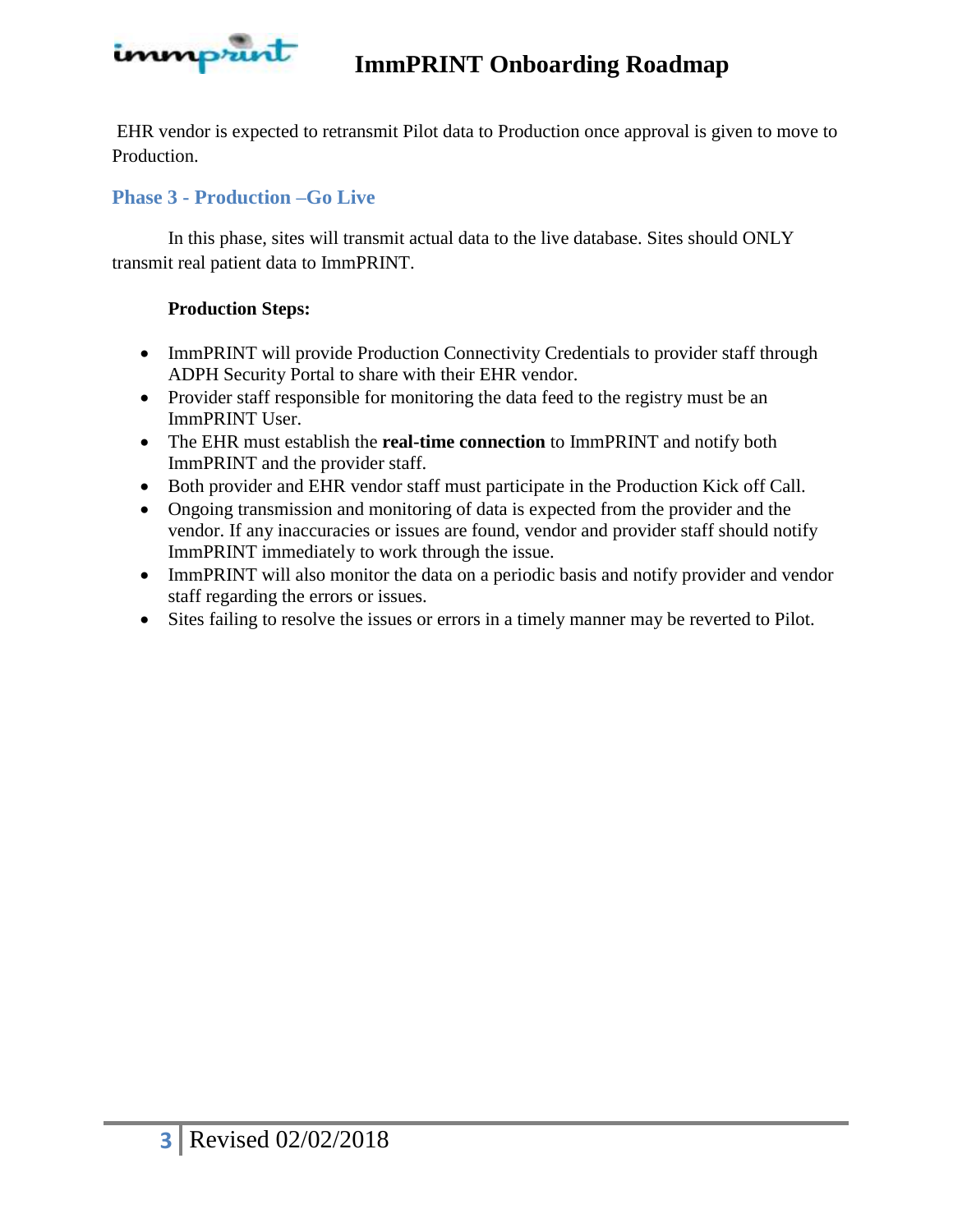EHR vendor is expected to retransmit Pilot data to Production once approval is given to move to Production.

## Phase 3 - Production –Go Live

In this phase, sites will transmit actual data to the live database. Sites should ONLY transmit real patient data to ImmPRINT.

**Production Steps:**

- ImmPRINT will provide Production Connectivity Credentials to provider staff through ADPH Security Portal to share with their EHR vendor.
- Provider staff responsible for monitoring the data feed to the registry must be an ImmPRINT User.
- The EHR must establish the **real-time connection** to ImmPRINT and notify both ImmPRINT and the provider staff.
- Both provider and EHR vendor staff must participate in the Production Kick off Call.
- Ongoing transmission and monitoring of data is expected from the provider and the vendor. If any inaccuracies or issues are found, vendor and provider staff should notify ImmPRINT immediately to work through the issue.
- ImmPRINT will also monitor the data on a periodic basis and notify provider and vendor staff regarding the errors or issues.
- Sites failing to resolve the issues or errors in a timely manner may be reverted to Pilot.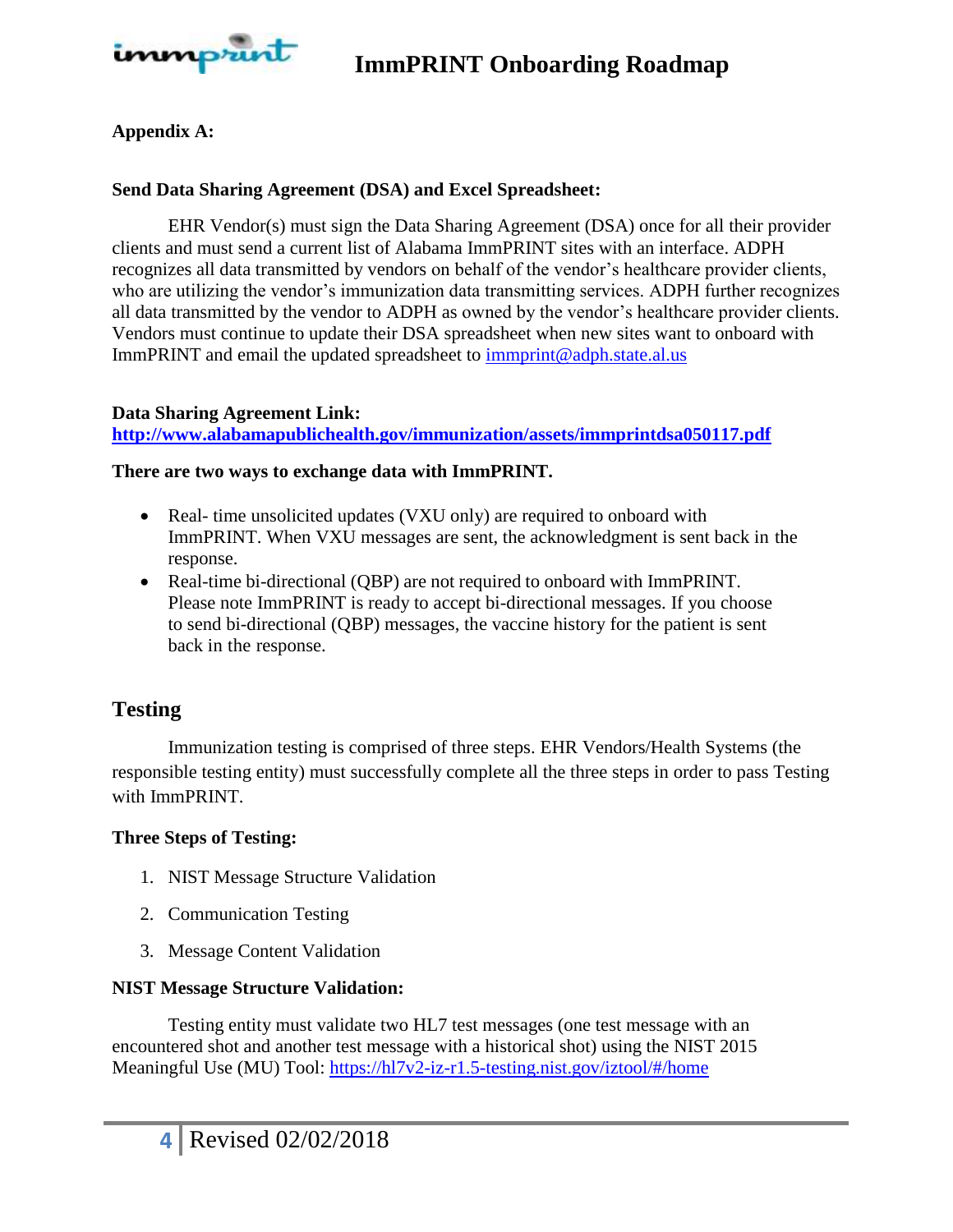**Appendix A:**

**Send Data Sharing Agreement (DSA) and Excel Spreadsheet:**

EHR Vendor(s) must sign the Data Sharing Agreement (DSA) once for all their provider clients and must send a current list of Alabama ImmPRINT sites with an interface. ADPH recognizes all data transmitted by vendors on behalf of the vendor's healthcare provider clients, who are utilizing the vendor's immunization data transmitting services. ADPH further recognizes all data transmitted by the vendor to ADPH as owned by the vendor's healthcare provider clients. Vendors must continue to update their DSA spreadsheet when new sites want to onboard with ImmPRINT and email the updated spreadsheet to immprint@adph.state.al.us

**Data Sharing Agreement Link:**
**http://www.alabamapublichealth.gov/immunization/assets/immprintdsa050117.pdf**

**There are two ways to exchange data with ImmPRINT.**

- Real- time unsolicited updates (VXU only) are required to onboard with ImmPRINT. When VXU messages are sent, the acknowledgment is sent back in the response.
- Real-time bi-directional (QBP) are not required to onboard with ImmPRINT. Please note ImmPRINT is ready to accept bi-directional messages. If you choose to send bi-directional (QBP) messages, the vaccine history for the patient is sent back in the response.

## Testing

Immunization testing is comprised of three steps. EHR Vendors/Health Systems (the responsible testing entity) must successfully complete all the three steps in order to pass Testing with ImmPRINT.

**Three Steps of Testing:**

1. NIST Message Structure Validation
2. Communication Testing
3. Message Content Validation

**NIST Message Structure Validation:**

Testing entity must validate two HL7 test messages (one test message with an encountered shot and another test message with a historical shot) using the NIST 2015 Meaningful Use (MU) Tool: https://hl7v2-iz-r1.5-testing.nist.gov/iztool/#/home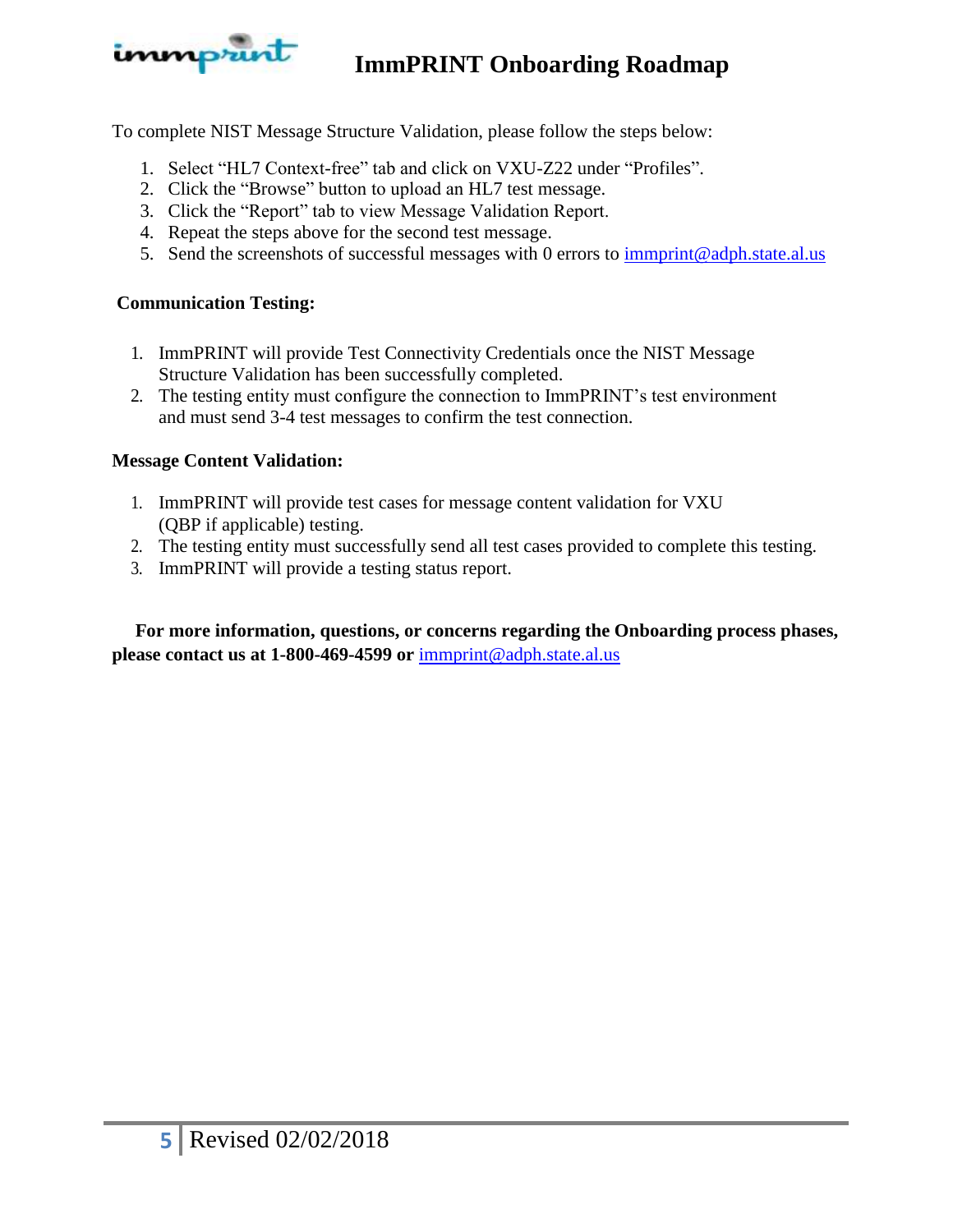To complete NIST Message Structure Validation, please follow the steps below:

1. Select “HL7 Context-free” tab and click on VXU-Z22 under “Profiles”.
2. Click the “Browse” button to upload an HL7 test message.
3. Click the “Report” tab to view Message Validation Report.
4. Repeat the steps above for the second test message.
5. Send the screenshots of successful messages with 0 errors to immprint@adph.state.al.us

**Communication Testing:**

1. ImmPRINT will provide Test Connectivity Credentials once the NIST Message Structure Validation has been successfully completed.
2. The testing entity must configure the connection to ImmPRINT’s test environment and must send 3-4 test messages to confirm the test connection.

**Message Content Validation:**

1. ImmPRINT will provide test cases for message content validation for VXU (QBP if applicable) testing.
2. The testing entity must successfully send all test cases provided to complete this testing.
3. ImmPRINT will provide a testing status report.

**For more information, questions, or concerns regarding the Onboarding process phases, please contact us at 1-800-469-4599 or** immprint@adph.state.al.us